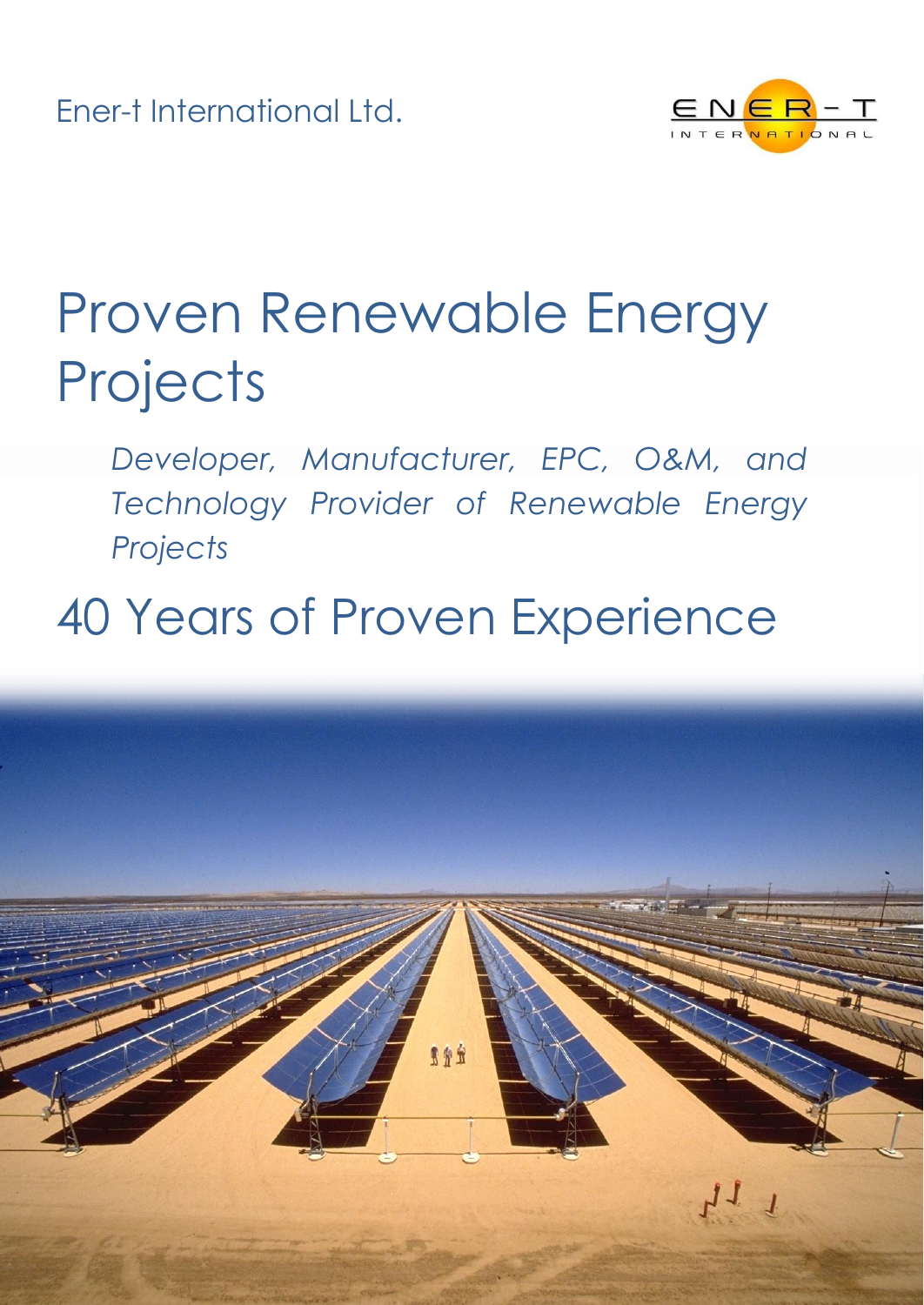Ener-t International Ltd.

# Proven Renewable Energy Projects

*Developer, Manufacturer, EPC, O&M, and Technology Provider of Renewable Energy Projects*

## 40 Years of Proven Experience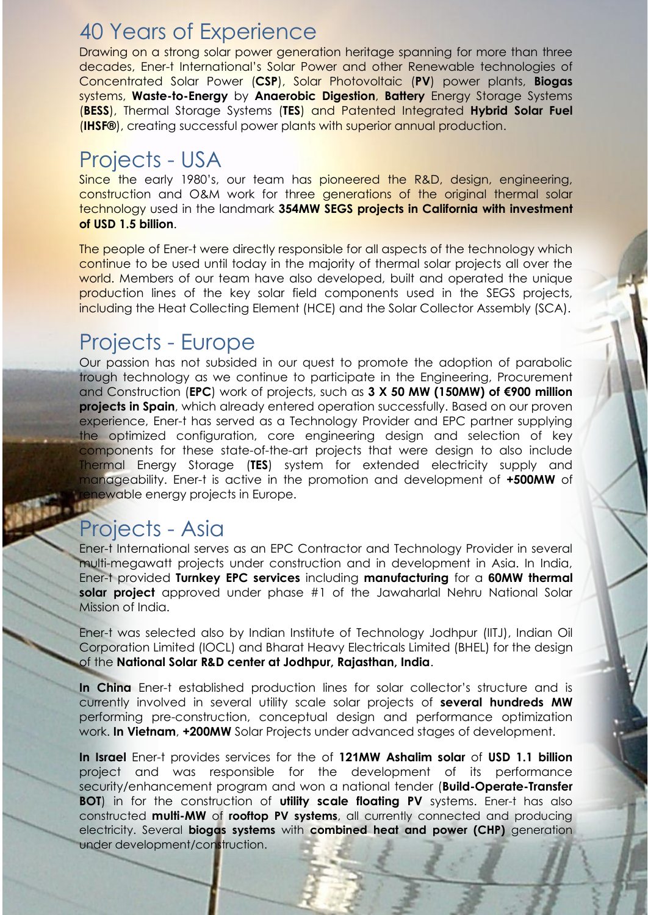# 40 Years of Experience

Drawing on a strong solar power generation heritage spanning for more than three decades, Ener-t International's Solar Power and other Renewable technologies of Concentrated Solar Power (**CSP**), Solar Photovoltaic (**PV**) power plants, **Biogas** systems, **Waste-to-Energy** by **Anaerobic Digestion**, **Battery** Energy Storage Systems (**BESS**), Thermal Storage Systems (**TES**) and Patented Integrated **Hybrid Solar Fuel** (**IHSF®**), creating successful power plants with superior annual production.

# Projects - USA

Since the early 1980's, our team has pioneered the R&D, design, engineering, construction and O&M work for three generations of the original thermal solar technology used in the landmark **354MW SEGS projects in California with investment of USD 1.5 billion**.

The people of Ener-t were directly responsible for all aspects of the technology which continue to be used until today in the majority of thermal solar projects all over the world. Members of our team have also developed, built and operated the unique production lines of the key solar field components used in the SEGS projects, including the Heat Collecting Element (HCE) and the Solar Collector Assembly (SCA).

# Projects - Europe

Our passion has not subsided in our quest to promote the adoption of parabolic trough technology as we continue to participate in the Engineering, Procurement and Construction (**EPC**) work of projects, such as **3 X 50 MW (150MW) of €900 million projects in Spain**, which already entered operation successfully. Based on our proven experience, Ener-t has served as a Technology Provider and EPC partner supplying the optimized configuration, core engineering design and selection of key components for these state-of-the-art projects that were design to also include Thermal Energy Storage (**TES**) system for extended electricity supply and manageability. Ener-t is active in the promotion and development of **+500MW** of renewable energy projects in Europe.

# Projects - Asia

Ener-t International serves as an EPC Contractor and Technology Provider in several multi-megawatt projects under construction and in development in Asia. In India, Ener-t provided **Turnkey EPC services** including **manufacturing** for a **60MW thermal solar project** approved under phase #1 of the Jawaharlal Nehru National Solar Mission of India.

Ener-t was selected also by Indian Institute of Technology Jodhpur (IITJ), Indian Oil Corporation Limited (IOCL) and Bharat Heavy Electricals Limited (BHEL) for the design of the **National Solar R&D center at Jodhpur, Rajasthan, India**.

**In China** Ener-t established production lines for solar collector's structure and is currently involved in several utility scale solar projects of **several hundreds MW** performing pre-construction, conceptual design and performance optimization work. **In Vietnam**, **+200MW** Solar Projects under advanced stages of development.

**In Israel** Ener-t provides services for the of **121MW Ashalim solar** of **USD 1.1 billion** project and was responsible for the development of its performance security/enhancement program and won a national tender (**Build-Operate-Transfer BOT**) in for the construction of **utility scale floating PV** systems. Ener-t has also constructed **multi-MW** of **rooftop PV systems**, all currently connected and producing electricity. Several **biogas systems** with **combined heat and power (CHP)** generation under development/construction.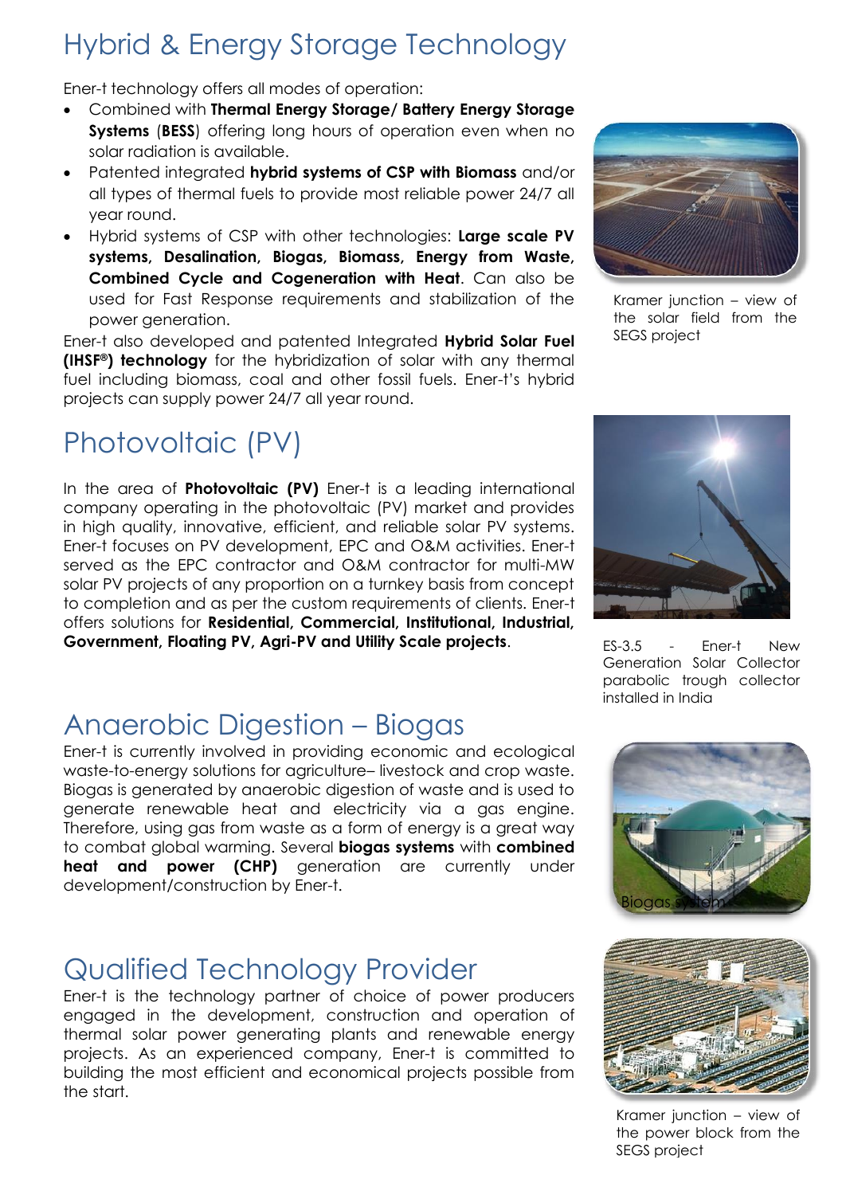# Hybrid & Energy Storage Technology

Ener-t technology offers all modes of operation:

- Combined with **Thermal Energy Storage/ Battery Energy Storage Systems** (**BESS**) offering long hours of operation even when no solar radiation is available.
- Patented integrated **hybrid systems of CSP with Biomass** and/or all types of thermal fuels to provide most reliable power 24/7 all year round.
- Hybrid systems of CSP with other technologies: **Large scale PV systems, Desalination, Biogas, Biomass, Energy from Waste, Combined Cycle and Cogeneration with Heat**. Can also be used for Fast Response requirements and stabilization of the power generation.

Ener-t also developed and patented Integrated **Hybrid Solar Fuel (IHSF®) technology** for the hybridization of solar with any thermal fuel including biomass, coal and other fossil fuels. Ener-t's hybrid projects can supply power 24/7 all year round.

Kramer junction – view of the solar field from the SEGS project

# Photovoltaic (PV)

In the area of **Photovoltaic (PV)** Ener-t is a leading international company operating in the photovoltaic (PV) market and provides in high quality, innovative, efficient, and reliable solar PV systems. Ener-t focuses on PV development, EPC and O&M activities. Ener-t served as the EPC contractor and O&M contractor for multi-MW solar PV projects of any proportion on a turnkey basis from concept to completion and as per the custom requirements of clients. Ener-t offers solutions for **Residential, Commercial, Institutional, Industrial, Government, Floating PV, Agri-PV and Utility Scale projects**.

ES-3.5 - Ener-t New Generation Solar Collector parabolic trough collector installed in India

# Anaerobic Digestion – Biogas

Ener-t is currently involved in providing economic and ecological waste-to-energy solutions for agriculture– livestock and crop waste. Biogas is generated by anaerobic digestion of waste and is used to generate renewable heat and electricity via a gas engine. Therefore, using gas from waste as a form of energy is a great way to combat global warming. Several **biogas systems** with **combined heat and power (CHP)** generation are currently under development/construction by Ener-t.

Biogas system

# Qualified Technology Provider

Ener-t is the technology partner of choice of power producers engaged in the development, construction and operation of thermal solar power generating plants and renewable energy projects. As an experienced company, Ener-t is committed to building the most efficient and economical projects possible from the start.

Kramer junction – view of the power block from the SEGS project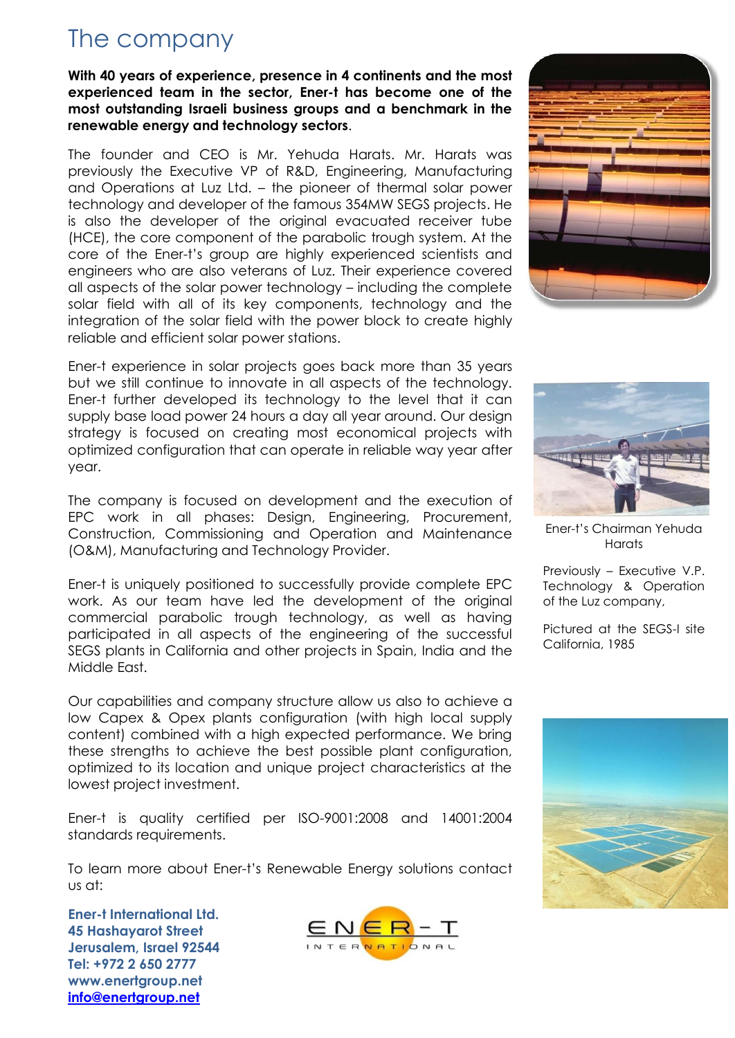# The company

**With 40 years of experience, presence in 4 continents and the most experienced team in the sector, Ener-t has become one of the most outstanding Israeli business groups and a benchmark in the renewable energy and technology sectors**.

The founder and CEO is Mr. Yehuda Harats. Mr. Harats was previously the Executive VP of R&D, Engineering, Manufacturing and Operations at Luz Ltd. – the pioneer of thermal solar power technology and developer of the famous 354MW SEGS projects. He is also the developer of the original evacuated receiver tube (HCE), the core component of the parabolic trough system. At the core of the Ener-t's group are highly experienced scientists and engineers who are also veterans of Luz. Their experience covered all aspects of the solar power technology – including the complete solar field with all of its key components, technology and the integration of the solar field with the power block to create highly reliable and efficient solar power stations.

Ener-t experience in solar projects goes back more than 35 years but we still continue to innovate in all aspects of the technology. Ener-t further developed its technology to the level that it can supply base load power 24 hours a day all year around. Our design strategy is focused on creating most economical projects with optimized configuration that can operate in reliable way year after year.

The company is focused on development and the execution of EPC work in all phases: Design, Engineering, Procurement, Construction, Commissioning and Operation and Maintenance (O&M), Manufacturing and Technology Provider.

Ener-t is uniquely positioned to successfully provide complete EPC work. As our team have led the development of the original commercial parabolic trough technology, as well as having participated in all aspects of the engineering of the successful SEGS plants in California and other projects in Spain, India and the Middle East.

Our capabilities and company structure allow us also to achieve a low Capex & Opex plants configuration (with high local supply content) combined with a high expected performance. We bring these strengths to achieve the best possible plant configuration, optimized to its location and unique project characteristics at the lowest project investment.

Ener-t is quality certified per ISO-9001:2008 and 14001:2004 standards requirements.

To learn more about Ener-t's Renewable Energy solutions contact us at:

**Ener-t International Ltd.**
**45 Hashayarot Street**
**Jerusalem, Israel 92544**
**Tel: +972 2 650 2777**
**www.enertgroup.net**
**info@enertgroup.net**

ENER-T INTERNATIONAL

Ener-t's Chairman Yehuda Harats

Previously – Executive V.P. Technology & Operation of the Luz company,

Pictured at the SEGS-I site California, 1985